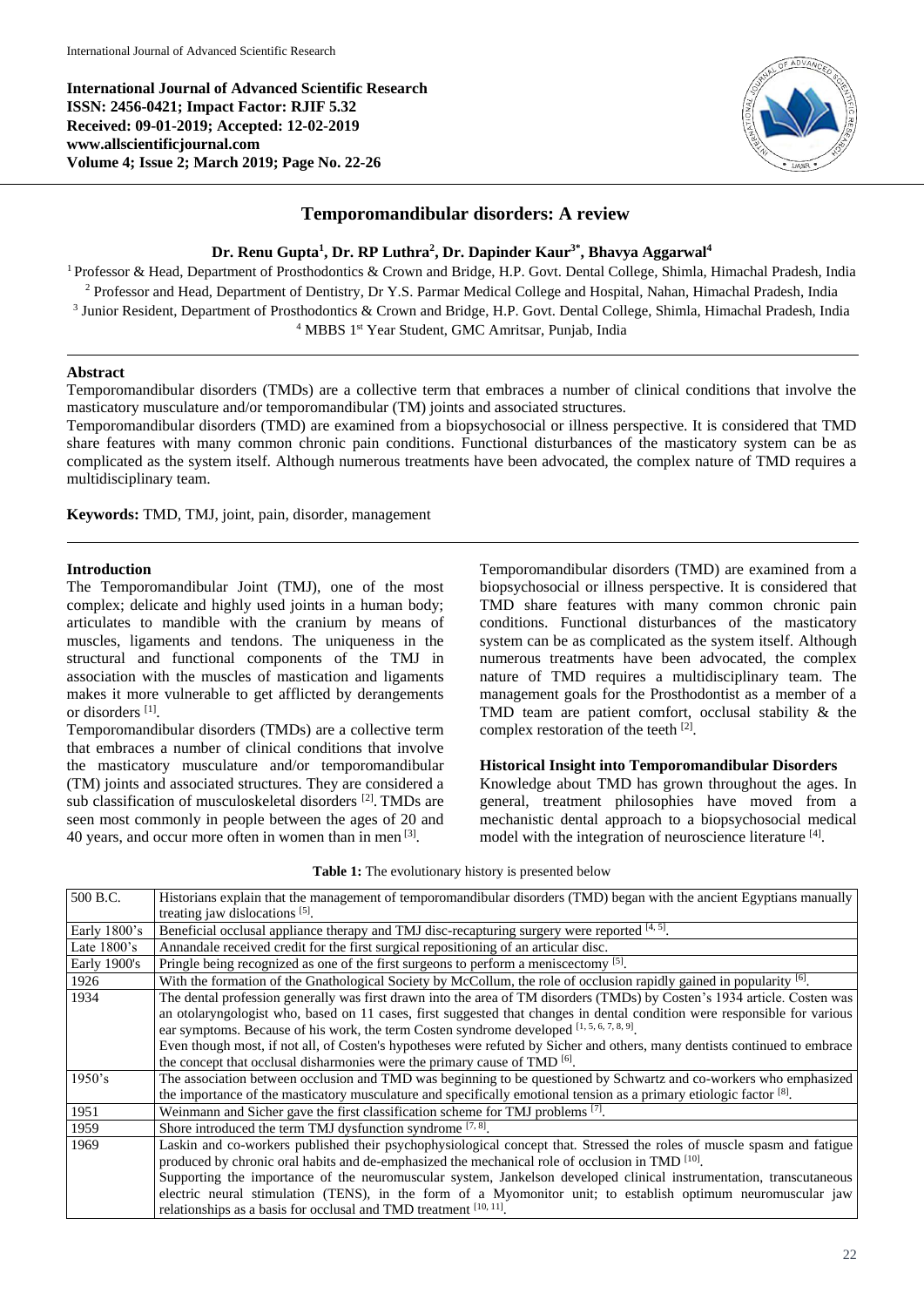International Journal of Advanced Scientific Research
ISSN: 2456-0421; Impact Factor: RJIF 5.32
Received: 09-01-2019; Accepted: 12-02-2019
www.allscientificjournal.com
Volume 4; Issue 2; March 2019; Page No. 22-26

# Temporomandibular disorders: A review

**Dr. Renu Gupta[1], Dr. RP Luthra[2], Dr. Dapinder Kaur[3*], Bhavya Aggarwal[4]**

[1] Professor & Head, Department of Prosthodontics & Crown and Bridge, H.P. Govt. Dental College, Shimla, Himachal Pradesh, India
[2] Professor and Head, Department of Dentistry, Dr Y.S. Parmar Medical College and Hospital, Nahan, Himachal Pradesh, India
[3] Junior Resident, Department of Prosthodontics & Crown and Bridge, H.P. Govt. Dental College, Shimla, Himachal Pradesh, India
[4] MBBS 1st Year Student, GMC Amritsar, Punjab, India

## Abstract

Temporomandibular disorders (TMDs) are a collective term that embraces a number of clinical conditions that involve the masticatory musculature and/or temporomandibular (TM) joints and associated structures.

Temporomandibular disorders (TMD) are examined from a biopsychosocial or illness perspective. It is considered that TMD share features with many common chronic pain conditions. Functional disturbances of the masticatory system can be as complicated as the system itself. Although numerous treatments have been advocated, the complex nature of TMD requires a multidisciplinary team.

**Keywords:** TMD, TMJ, joint, pain, disorder, management

## Introduction

The Temporomandibular Joint (TMJ), one of the most complex; delicate and highly used joints in a human body; articulates to mandible with the cranium by means of muscles, ligaments and tendons. The uniqueness in the structural and functional components of the TMJ in association with the muscles of mastication and ligaments makes it more vulnerable to get afflicted by derangements or disorders [1].

Temporomandibular disorders (TMDs) are a collective term that embraces a number of clinical conditions that involve the masticatory musculature and/or temporomandibular (TM) joints and associated structures. They are considered a sub classification of musculoskeletal disorders [2]. TMDs are seen most commonly in people between the ages of 20 and 40 years, and occur more often in women than in men [3].

Temporomandibular disorders (TMD) are examined from a biopsychosocial or illness perspective. It is considered that TMD share features with many common chronic pain conditions. Functional disturbances of the masticatory system can be as complicated as the system itself. Although numerous treatments have been advocated, the complex nature of TMD requires a multidisciplinary team. The management goals for the Prosthodontist as a member of a TMD team are patient comfort, occlusal stability & the complex restoration of the teeth [2].

### Historical Insight into Temporomandibular Disorders

Knowledge about TMD has grown throughout the ages. In general, treatment philosophies have moved from a mechanistic dental approach to a biopsychosocial medical model with the integration of neuroscience literature [4].

**Table 1:** The evolutionary history is presented below

| | |
|---|---|
| 500 B.C. | Historians explain that the management of temporomandibular disorders (TMD) began with the ancient Egyptians manually treating jaw dislocations [5]. |
| Early 1800's | Beneficial occlusal appliance therapy and TMJ disc-recapturing surgery were reported [4, 5]. |
| Late 1800's | Annandale received credit for the first surgical repositioning of an articular disc. |
| Early 1900's | Pringle being recognized as one of the first surgeons to perform a meniscectomy [5]. |
| 1926 | With the formation of the Gnathological Society by McCollum, the role of occlusion rapidly gained in popularity [6]. |
| 1934 | The dental profession generally was first drawn into the area of TM disorders (TMDs) by Costen's 1934 article. Costen was an otolaryngologist who, based on 11 cases, first suggested that changes in dental condition were responsible for various ear symptoms. Because of his work, the term Costen syndrome developed [1, 5, 6, 7, 8, 9]. Even though most, if not all, of Costen's hypotheses were refuted by Sicher and others, many dentists continued to embrace the concept that occlusal disharmonies were the primary cause of TMD [6]. |
| 1950's | The association between occlusion and TMD was beginning to be questioned by Schwartz and co-workers who emphasized the importance of the masticatory musculature and specifically emotional tension as a primary etiologic factor [8]. |
| 1951 | Weinmann and Sicher gave the first classification scheme for TMJ problems [7]. |
| 1959 | Shore introduced the term TMJ dysfunction syndrome [7, 8]. |
| 1969 | Laskin and co-workers published their psychophysiological concept that. Stressed the roles of muscle spasm and fatigue produced by chronic oral habits and de-emphasized the mechanical role of occlusion in TMD [10]. Supporting the importance of the neuromuscular system, Jankelson developed clinical instrumentation, transcutaneous electric neural stimulation (TENS), in the form of a Myomonitor unit; to establish optimum neuromuscular jaw relationships as a basis for occlusal and TMD treatment [10, 11]. |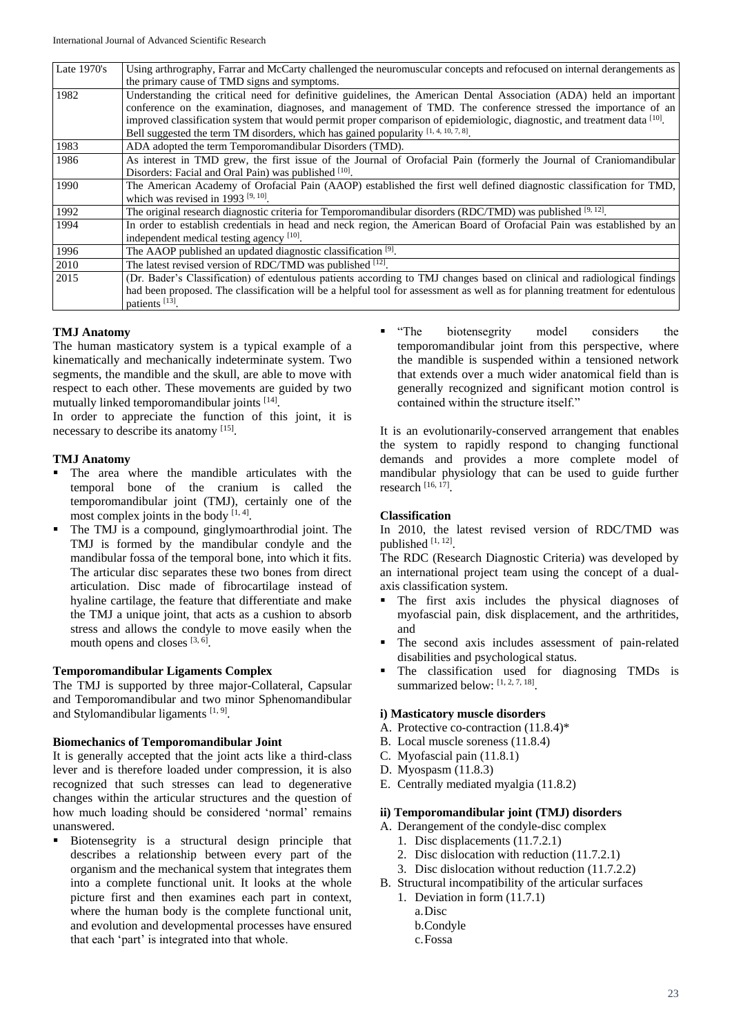| Late 1970's | Using arthrography, Farrar and McCarty challenged the neuromuscular concepts and refocused on internal derangements as the primary cause of TMD signs and symptoms. |
|---|---|
| 1982 | Understanding the critical need for definitive guidelines, the American Dental Association (ADA) held an important conference on the examination, diagnoses, and management of TMD. The conference stressed the importance of an improved classification system that would permit proper comparison of epidemiologic, diagnostic, and treatment data [10]. Bell suggested the term TM disorders, which has gained popularity [1, 4, 10, 7, 8]. |
| 1983 | ADA adopted the term Temporomandibular Disorders (TMD). |
| 1986 | As interest in TMD grew, the first issue of the Journal of Orofacial Pain (formerly the Journal of Craniomandibular Disorders: Facial and Oral Pain) was published [10]. |
| 1990 | The American Academy of Orofacial Pain (AAOP) established the first well defined diagnostic classification for TMD, which was revised in 1993 [9, 10]. |
| 1992 | The original research diagnostic criteria for Temporomandibular disorders (RDC/TMD) was published [9, 12]. |
| 1994 | In order to establish credentials in head and neck region, the American Board of Orofacial Pain was established by an independent medical testing agency [10]. |
| 1996 | The AAOP published an updated diagnostic classification [9]. |
| 2010 | The latest revised version of RDC/TMD was published [12]. |
| 2015 | (Dr. Bader's Classification) of edentulous patients according to TMJ changes based on clinical and radiological findings had been proposed. The classification will be a helpful tool for assessment as well as for planning treatment for edentulous patients [13]. |

**TMJ Anatomy**

The human masticatory system is a typical example of a kinematically and mechanically indeterminate system. Two segments, the mandible and the skull, are able to move with respect to each other. These movements are guided by two mutually linked temporomandibular joints [14].

In order to appreciate the function of this joint, it is necessary to describe its anatomy [15].

**TMJ Anatomy**

- The area where the mandible articulates with the temporal bone of the cranium is called the temporomandibular joint (TMJ), certainly one of the most complex joints in the body [1, 4].
- The TMJ is a compound, ginglymoarthrodial joint. The TMJ is formed by the mandibular condyle and the mandibular fossa of the temporal bone, into which it fits. The articular disc separates these two bones from direct articulation. Disc made of fibrocartilage instead of hyaline cartilage, the feature that differentiate and make the TMJ a unique joint, that acts as a cushion to absorb stress and allows the condyle to move easily when the mouth opens and closes [3, 6].

**Temporomandibular Ligaments Complex**

The TMJ is supported by three major-Collateral, Capsular and Temporomandibular and two minor Sphenomandibular and Stylomandibular ligaments [1, 9].

**Biomechanics of Temporomandibular Joint**

It is generally accepted that the joint acts like a third-class lever and is therefore loaded under compression, it is also recognized that such stresses can lead to degenerative changes within the articular structures and the question of how much loading should be considered 'normal' remains unanswered.

- Biotensegrity is a structural design principle that describes a relationship between every part of the organism and the mechanical system that integrates them into a complete functional unit. It looks at the whole picture first and then examines each part in context, where the human body is the complete functional unit, and evolution and developmental processes have ensured that each 'part' is integrated into that whole.
- "The biotensegrity model considers the temporomandibular joint from this perspective, where the mandible is suspended within a tensioned network that extends over a much wider anatomical field than is generally recognized and significant motion control is contained within the structure itself."

It is an evolutionarily-conserved arrangement that enables the system to rapidly respond to changing functional demands and provides a more complete model of mandibular physiology that can be used to guide further research [16, 17].

**Classification**

In 2010, the latest revised version of RDC/TMD was published [1, 12].

The RDC (Research Diagnostic Criteria) was developed by an international project team using the concept of a dual-axis classification system.

- The first axis includes the physical diagnoses of myofascial pain, disk displacement, and the arthritides, and
- The second axis includes assessment of pain-related disabilities and psychological status.
- The classification used for diagnosing TMDs is summarized below: [1, 2, 7, 18].

**i) Masticatory muscle disorders**

A. Protective co-contraction (11.8.4)*
B. Local muscle soreness (11.8.4)
C. Myofascial pain (11.8.1)
D. Myospasm (11.8.3)
E. Centrally mediated myalgia (11.8.2)

**ii) Temporomandibular joint (TMJ) disorders**

A. Derangement of the condyle-disc complex
   1. Disc displacements (11.7.2.1)
   2. Disc dislocation with reduction (11.7.2.1)
   3. Disc dislocation without reduction (11.7.2.2)
B. Structural incompatibility of the articular surfaces
   1. Deviation in form (11.7.1)
      a. Disc
      b. Condyle
      c. Fossa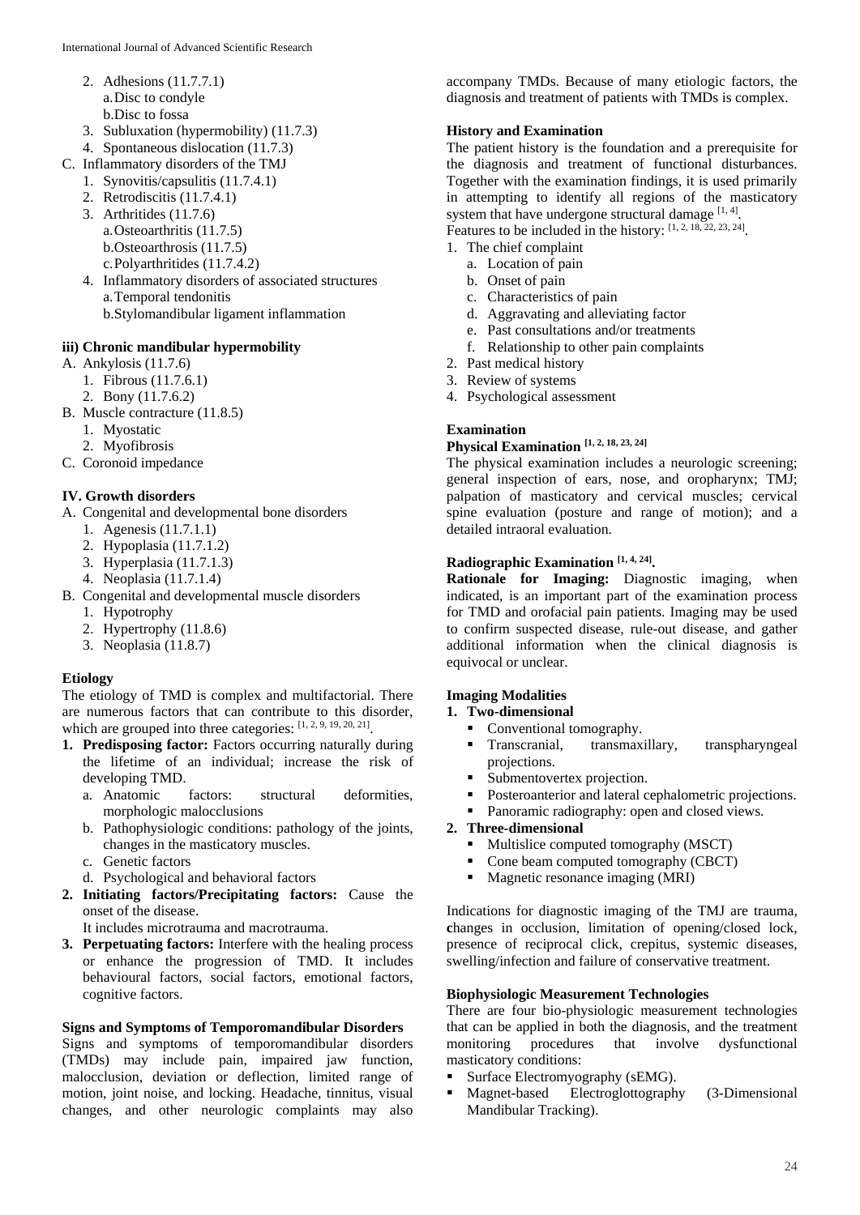2. Adhesions (11.7.7.1)
   a. Disc to condyle
   b. Disc to fossa
3. Subluxation (hypermobility) (11.7.3)
4. Spontaneous dislocation (11.7.3)

C. Inflammatory disorders of the TMJ
1. Synovitis/capsulitis (11.7.4.1)
2. Retrodiscitis (11.7.4.1)
3. Arthritides (11.7.6)
   a. Osteoarthritis (11.7.5)
   b. Osteoarthrosis (11.7.5)
   c. Polyarthritides (11.7.4.2)
4. Inflammatory disorders of associated structures
   a. Temporal tendonitis
   b. Stylomandibular ligament inflammation

#### iii) Chronic mandibular hypermobility

A. Ankylosis (11.7.6)
1. Fibrous (11.7.6.1)
2. Bony (11.7.6.2)

B. Muscle contracture (11.8.5)
1. Myostatic
2. Myofibrosis

C. Coronoid impedance

### IV. Growth disorders

A. Congenital and developmental bone disorders
1. Agenesis (11.7.1.1)
2. Hypoplasia (11.7.1.2)
3. Hyperplasia (11.7.1.3)
4. Neoplasia (11.7.1.4)

B. Congenital and developmental muscle disorders
1. Hypotrophy
2. Hypertrophy (11.8.6)
3. Neoplasia (11.8.7)

### Etiology

The etiology of TMD is complex and multifactorial. There are numerous factors that can contribute to this disorder, which are grouped into three categories: [1, 2, 9, 19, 20, 21].

1. **Predisposing factor:** Factors occurring naturally during the lifetime of an individual; increase the risk of developing TMD.
   a. Anatomic factors: structural deformities, morphologic malocclusions
   b. Pathophysiologic conditions: pathology of the joints, changes in the masticatory muscles.
   c. Genetic factors
   d. Psychological and behavioral factors
2. **Initiating factors/Precipitating factors:** Cause the onset of the disease.
   It includes microtrauma and macrotrauma.
3. **Perpetuating factors:** Interfere with the healing process or enhance the progression of TMD. It includes behavioural factors, social factors, emotional factors, cognitive factors.

### Signs and Symptoms of Temporomandibular Disorders

Signs and symptoms of temporomandibular disorders (TMDs) may include pain, impaired jaw function, malocclusion, deviation or deflection, limited range of motion, joint noise, and locking. Headache, tinnitus, visual changes, and other neurologic complaints may also accompany TMDs. Because of many etiologic factors, the diagnosis and treatment of patients with TMDs is complex.

### History and Examination

The patient history is the foundation and a prerequisite for the diagnosis and treatment of functional disturbances. Together with the examination findings, it is used primarily in attempting to identify all regions of the masticatory system that have undergone structural damage [1, 4].

Features to be included in the history: [1, 2, 18, 22, 23, 24].

1. The chief complaint
   a. Location of pain
   b. Onset of pain
   c. Characteristics of pain
   d. Aggravating and alleviating factor
   e. Past consultations and/or treatments
   f. Relationship to other pain complaints
2. Past medical history
3. Review of systems
4. Psychological assessment

### Examination

#### Physical Examination [1, 2, 18, 23, 24]

The physical examination includes a neurologic screening; general inspection of ears, nose, and oropharynx; TMJ; palpation of masticatory and cervical muscles; cervical spine evaluation (posture and range of motion); and a detailed intraoral evaluation.

#### Radiographic Examination [1, 4, 24].

**Rationale for Imaging:** Diagnostic imaging, when indicated, is an important part of the examination process for TMD and orofacial pain patients. Imaging may be used to confirm suspected disease, rule-out disease, and gather additional information when the clinical diagnosis is equivocal or unclear.

#### Imaging Modalities

1. **Two-dimensional**
   - Conventional tomography.
   - Transcranial, transmaxillary, transpharyngeal projections.
   - Submentovertex projection.
   - Posteroanterior and lateral cephalometric projections.
   - Panoramic radiography: open and closed views.
2. **Three-dimensional**
   - Multislice computed tomography (MSCT)
   - Cone beam computed tomography (CBCT)
   - Magnetic resonance imaging (MRI)

Indications for diagnostic imaging of the TMJ are trauma, changes in occlusion, limitation of opening/closed lock, presence of reciprocal click, crepitus, systemic diseases, swelling/infection and failure of conservative treatment.

#### Biophysiologic Measurement Technologies

There are four bio-physiologic measurement technologies that can be applied in both the diagnosis, and the treatment monitoring procedures that involve dysfunctional masticatory conditions:

- Surface Electromyography (sEMG).
- Magnet-based Electroglottography (3-Dimensional Mandibular Tracking).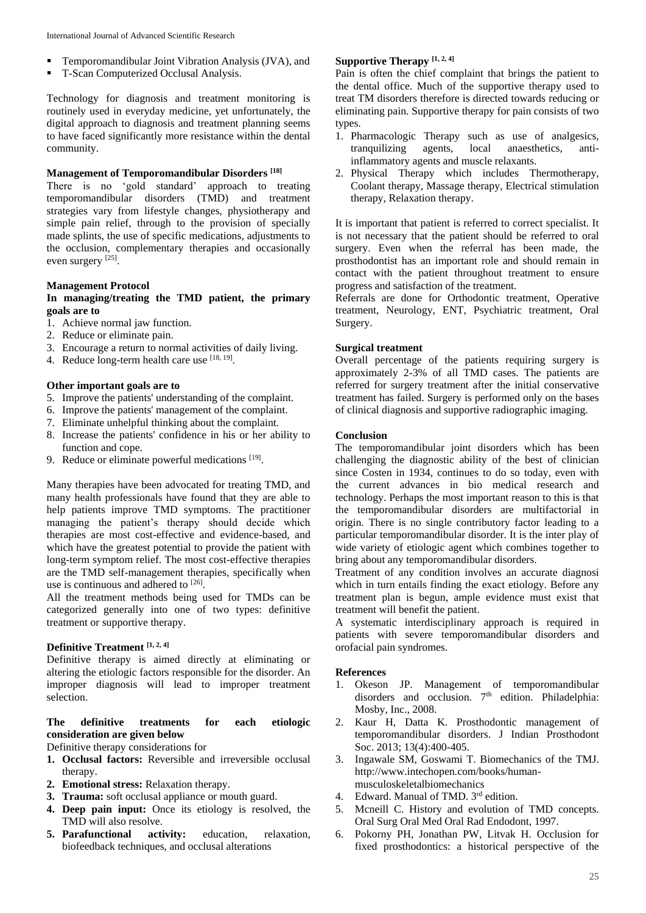- Temporomandibular Joint Vibration Analysis (JVA), and
- T-Scan Computerized Occlusal Analysis.

Technology for diagnosis and treatment monitoring is routinely used in everyday medicine, yet unfortunately, the digital approach to diagnosis and treatment planning seems to have faced significantly more resistance within the dental community.

### Management of Temporomandibular Disorders [18]

There is no 'gold standard' approach to treating temporomandibular disorders (TMD) and treatment strategies vary from lifestyle changes, physiotherapy and simple pain relief, through to the provision of specially made splints, the use of specific medications, adjustments to the occlusion, complementary therapies and occasionally even surgery [25].

### Management Protocol

**In managing/treating the TMD patient, the primary goals are to**

1. Achieve normal jaw function.
2. Reduce or eliminate pain.
3. Encourage a return to normal activities of daily living.
4. Reduce long-term health care use [18, 19].

**Other important goals are to**

5. Improve the patients' understanding of the complaint.
6. Improve the patients' management of the complaint.
7. Eliminate unhelpful thinking about the complaint.
8. Increase the patients' confidence in his or her ability to function and cope.
9. Reduce or eliminate powerful medications [19].

Many therapies have been advocated for treating TMD, and many health professionals have found that they are able to help patients improve TMD symptoms. The practitioner managing the patient's therapy should decide which therapies are most cost-effective and evidence-based, and which have the greatest potential to provide the patient with long-term symptom relief. The most cost-effective therapies are the TMD self-management therapies, specifically when use is continuous and adhered to [26].

All the treatment methods being used for TMDs can be categorized generally into one of two types: definitive treatment or supportive therapy.

### Definitive Treatment [1, 2, 4]

Definitive therapy is aimed directly at eliminating or altering the etiologic factors responsible for the disorder. An improper diagnosis will lead to improper treatment selection.

**The definitive treatments for each etiologic consideration are given below**

Definitive therapy considerations for

1. **Occlusal factors:** Reversible and irreversible occlusal therapy.
2. **Emotional stress:** Relaxation therapy.
3. **Trauma:** soft occlusal appliance or mouth guard.
4. **Deep pain input:** Once its etiology is resolved, the TMD will also resolve.
5. **Parafunctional activity:** education, relaxation, biofeedback techniques, and occlusal alterations

### Supportive Therapy [1, 2, 4]

Pain is often the chief complaint that brings the patient to the dental office. Much of the supportive therapy used to treat TM disorders therefore is directed towards reducing or eliminating pain. Supportive therapy for pain consists of two types.

1. Pharmacologic Therapy such as use of analgesics, tranquilizing agents, local anaesthetics, anti-inflammatory agents and muscle relaxants.
2. Physical Therapy which includes Thermotherapy, Coolant therapy, Massage therapy, Electrical stimulation therapy, Relaxation therapy.

It is important that patient is referred to correct specialist. It is not necessary that the patient should be referred to oral surgery. Even when the referral has been made, the prosthodontist has an important role and should remain in contact with the patient throughout treatment to ensure progress and satisfaction of the treatment.

Referrals are done for Orthodontic treatment, Operative treatment, Neurology, ENT, Psychiatric treatment, Oral Surgery.

### Surgical treatment

Overall percentage of the patients requiring surgery is approximately 2-3% of all TMD cases. The patients are referred for surgery treatment after the initial conservative treatment has failed. Surgery is performed only on the bases of clinical diagnosis and supportive radiographic imaging.

### Conclusion

The temporomandibular joint disorders which has been challenging the diagnostic ability of the best of clinician since Costen in 1934, continues to do so today, even with the current advances in bio medical research and technology. Perhaps the most important reason to this is that the temporomandibular disorders are multifactorial in origin. There is no single contributory factor leading to a particular temporomandibular disorder. It is the inter play of wide variety of etiologic agent which combines together to bring about any temporomandibular disorders.

Treatment of any condition involves an accurate diagnosi which in turn entails finding the exact etiology. Before any treatment plan is begun, ample evidence must exist that treatment will benefit the patient.

A systematic interdisciplinary approach is required in patients with severe temporomandibular disorders and orofacial pain syndromes.

### References

1. Okeson JP. Management of temporomandibular disorders and occlusion. 7th edition. Philadelphia: Mosby, Inc., 2008.
2. Kaur H, Datta K. Prosthodontic management of temporomandibular disorders. J Indian Prosthodont Soc. 2013; 13(4):400-405.
3. Ingawale SM, Goswami T. Biomechanics of the TMJ. http://www.intechopen.com/books/human-musculoskeletalbiomechanics
4. Edward. Manual of TMD. 3rd edition.
5. Mcneill C. History and evolution of TMD concepts. Oral Surg Oral Med Oral Rad Endodont, 1997.
6. Pokorny PH, Jonathan PW, Litvak H. Occlusion for fixed prosthodontics: a historical perspective of the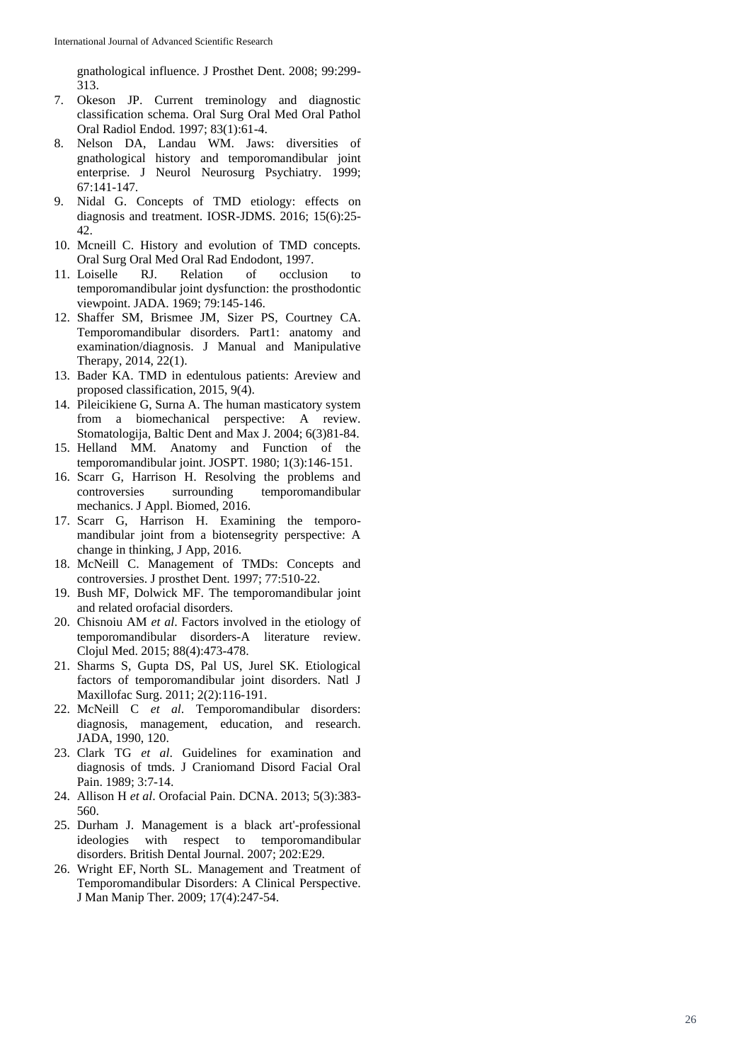gnathological influence. J Prosthet Dent. 2008; 99:299-313.

7. Okeson JP. Current treminology and diagnostic classification schema. Oral Surg Oral Med Oral Pathol Oral Radiol Endod. 1997; 83(1):61-4.
8. Nelson DA, Landau WM. Jaws: diversities of gnathological history and temporomandibular joint enterprise. J Neurol Neurosurg Psychiatry. 1999; 67:141-147.
9. Nidal G. Concepts of TMD etiology: effects on diagnosis and treatment. IOSR-JDMS. 2016; 15(6):25-42.
10. Mcneill C. History and evolution of TMD concepts. Oral Surg Oral Med Oral Rad Endodont, 1997.
11. Loiselle RJ. Relation of occlusion to temporomandibular joint dysfunction: the prosthodontic viewpoint. JADA. 1969; 79:145-146.
12. Shaffer SM, Brismee JM, Sizer PS, Courtney CA. Temporomandibular disorders. Part1: anatomy and examination/diagnosis. J Manual and Manipulative Therapy, 2014, 22(1).
13. Bader KA. TMD in edentulous patients: Areview and proposed classification, 2015, 9(4).
14. Pileicikiene G, Surna A. The human masticatory system from a biomechanical perspective: A review. Stomatologija, Baltic Dent and Max J. 2004; 6(3)81-84.
15. Helland MM. Anatomy and Function of the temporomandibular joint. JOSPT. 1980; 1(3):146-151.
16. Scarr G, Harrison H. Resolving the problems and controversies surrounding temporomandibular mechanics. J Appl. Biomed, 2016.
17. Scarr G, Harrison H. Examining the temporo-mandibular joint from a biotensegrity perspective: A change in thinking, J App, 2016.
18. McNeill C. Management of TMDs: Concepts and controversies. J prosthet Dent. 1997; 77:510-22.
19. Bush MF, Dolwick MF. The temporomandibular joint and related orofacial disorders.
20. Chisnoiu AM *et al*. Factors involved in the etiology of temporomandibular disorders-A literature review. Clojul Med. 2015; 88(4):473-478.
21. Sharms S, Gupta DS, Pal US, Jurel SK. Etiological factors of temporomandibular joint disorders. Natl J Maxillofac Surg. 2011; 2(2):116-191.
22. McNeill C *et al*. Temporomandibular disorders: diagnosis, management, education, and research. JADA, 1990, 120.
23. Clark TG *et al*. Guidelines for examination and diagnosis of tmds. J Craniomand Disord Facial Oral Pain. 1989; 3:7-14.
24. Allison H *et al*. Orofacial Pain. DCNA. 2013; 5(3):383-560.
25. Durham J. Management is a black art'-professional ideologies with respect to temporomandibular disorders. British Dental Journal. 2007; 202:E29.
26. Wright EF, North SL. Management and Treatment of Temporomandibular Disorders: A Clinical Perspective. J Man Manip Ther. 2009; 17(4):247-54.